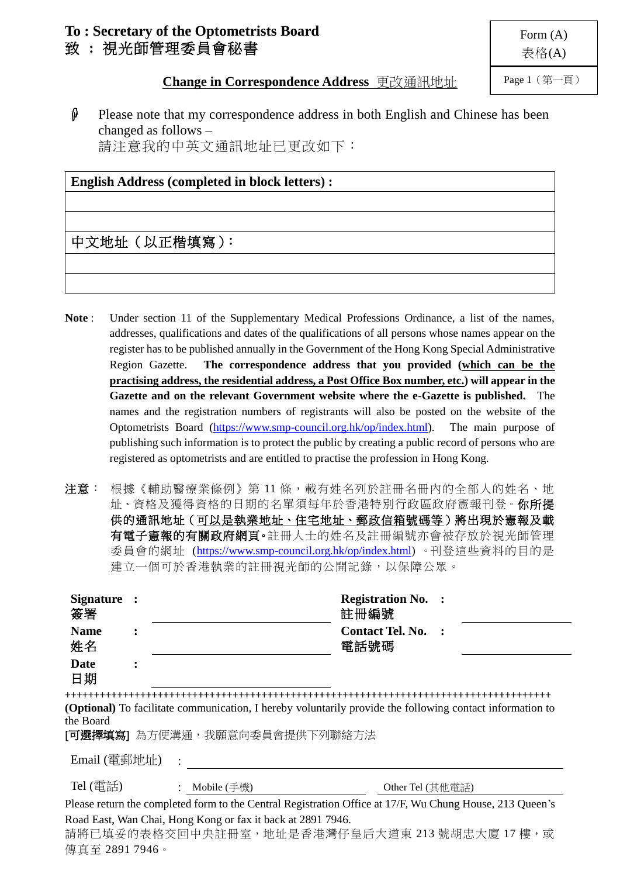**To : Secretary of the Optometrists Board**
**致 ：視光師管理委員會秘書**

Form (A)
表格(A)

**Change in Correspondence Address** 更改通訊地址

Page 1（第一頁）

Please note that my correspondence address in both English and Chinese has been changed as follows –
請注意我的中英文通訊地址已更改如下：

| **English Address (completed in block letters) :** |
|---|
| |
| |
| 中文地址（以正楷填寫）： |
| |
| |

**Note** : Under section 11 of the Supplementary Medical Professions Ordinance, a list of the names, addresses, qualifications and dates of the qualifications of all persons whose names appear on the register has to be published annually in the Government of the Hong Kong Special Administrative Region Gazette. **The correspondence address that you provided (<u>which can be the practising address, the residential address, a Post Office Box number, etc.</u>) will appear in the Gazette and on the relevant Government website where the e-Gazette is published.** The names and the registration numbers of registrants will also be posted on the website of the Optometrists Board (https://www.smp-council.org.hk/op/index.html). The main purpose of publishing such information is to protect the public by creating a public record of persons who are registered as optometrists and are entitled to practise the profession in Hong Kong.

**注意**： 根據《輔助醫療業條例》第 11 條，載有姓名列於註冊名冊內的全部人的姓名、地址、資格及獲得資格的日期的名單須每年於香港特別行政區政府憲報刊登。**你所提供的通訊地址（<u>可以是執業地址、住宅地址、郵政信箱號碼等</u>）將出現於憲報及載有電子憲報的有關政府網頁。**註冊人士的姓名及註冊編號亦會被存放於視光師管理委員會的網址 (https://www.smp-council.org.hk/op/index.html) 。刊登這些資料的目的是建立一個可於香港執業的註冊視光師的公開記錄，以保障公眾。

| | | | |
|---|---|---|---|
| **Signature 簽署** : | | **Registration No. 註冊編號** : | |
| **Name 姓名** : | | **Contact Tel. No. 電話號碼** : | |
| **Date 日期** : | | | |

+++++++++++++++++++++++++++++++++++++++++++++++++++++++++++++++++++++++++++++++++++++++

**(Optional)** To facilitate communication, I hereby voluntarily provide the following contact information to the Board
**[可選擇填寫]** 為方便溝通，我願意向委員會提供下列聯絡方法

Email (電郵地址) : ______________________________

Tel (電話) : Mobile (手機) ______________ Other Tel (其他電話) ______________

Please return the completed form to the Central Registration Office at 17/F, Wu Chung House, 213 Queen's Road East, Wan Chai, Hong Kong or fax it back at 2891 7946.
請將已填妥的表格交回中央註冊室，地址是香港灣仔皇后大道東 213 號胡忠大廈 17 樓，或傳真至 2891 7946。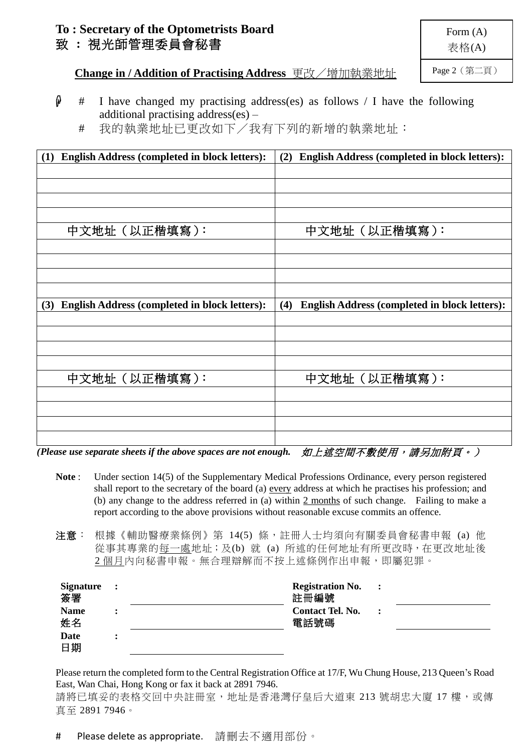To : Secretary of the Optometrists Board
致 ： 視光師管理委員會秘書

Form (A)
表格(A)

Page 2（第二頁）

**Change in / Addition of Practising Address** 更改／增加執業地址

\# I have changed my practising address(es) as follows / I have the following additional practising address(es) –
\# 我的執業地址已更改如下／我有下列的新增的執業地址：

| **(1) English Address (completed in block letters):** | **(2) English Address (completed in block letters):** |
|---|---|
| | |
| | |
| | |
| | |
| 中文地址（以正楷填寫）: | 中文地址（以正楷填寫）: |
| | |
| | |
| | |
| | |
| **(3) English Address (completed in block letters):** | **(4) English Address (completed in block letters):** |
| | |
| | |
| | |
| | |
| 中文地址（以正楷填寫）: | 中文地址（以正楷填寫）: |
| | |
| | |
| | |
| | |

***(Please use separate sheets if the above spaces are not enough.*** *如上述空間不敷使用，請另加附頁。）*

**Note** : Under section 14(5) of the Supplementary Medical Professions Ordinance, every person registered shall report to the secretary of the board (a) every address at which he practises his profession; and (b) any change to the address referred in (a) within 2 months of such change. Failing to make a report according to the above provisions without reasonable excuse commits an offence.

**注意**： 根據《輔助醫療業條例》第 14(5) 條，註冊人士均須向有關委員會秘書申報 (a) 他從事其專業的每一處地址；及(b) 就 (a) 所述的任何地址有所更改時，在更改地址後 2 個月內向秘書申報。無合理辯解而不按上述條例作出申報，即屬犯罪。

**Signature 簽署** : ______________________  **Registration No. 註冊編號** : ______________

**Name 姓名** : ______________________  **Contact Tel. No. 電話號碼** : ______________

**Date 日期** : ______________________

Please return the completed form to the Central Registration Office at 17/F, Wu Chung House, 213 Queen's Road East, Wan Chai, Hong Kong or fax it back at 2891 7946.
請將已填妥的表格交回中央註冊室，地址是香港灣仔皇后大道東 213 號胡忠大廈 17 樓，或傳真至 2891 7946。

\# Please delete as appropriate. 請刪去不適用部份。